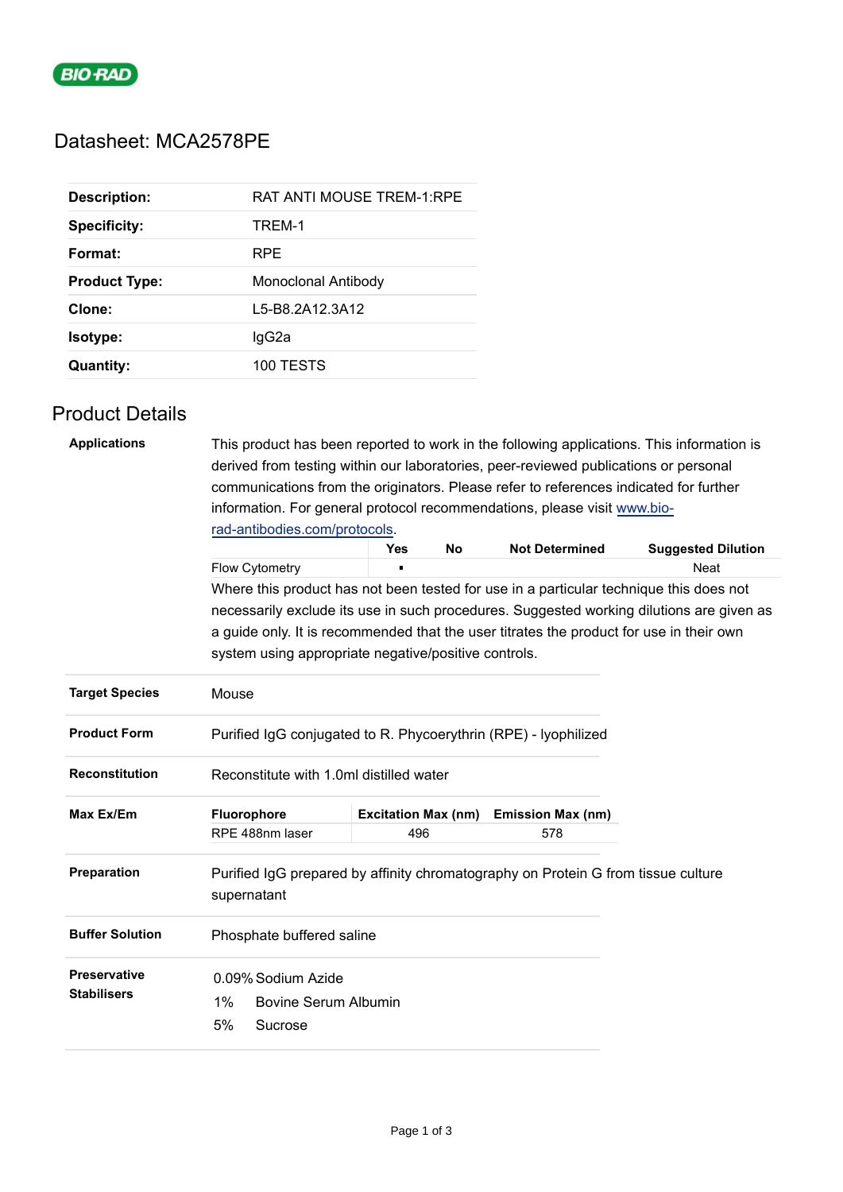# Datasheet: MCA2578PE

| | |
|---|---|
| **Description:** | RAT ANTI MOUSE TREM-1:RPE |
| **Specificity:** | TREM-1 |
| **Format:** | RPE |
| **Product Type:** | Monoclonal Antibody |
| **Clone:** | L5-B8.2A12.3A12 |
| **Isotype:** | IgG2a |
| **Quantity:** | 100 TESTS |

## Product Details

**Applications**

This product has been reported to work in the following applications. This information is derived from testing within our laboratories, peer-reviewed publications or personal communications from the originators. Please refer to references indicated for further information. For general protocol recommendations, please visit www.bio-rad-antibodies.com/protocols.

| | Yes | No | Not Determined | Suggested Dilution |
|---|---|---|---|---|
| Flow Cytometry | ▪ | | | Neat |

Where this product has not been tested for use in a particular technique this does not necessarily exclude its use in such procedures. Suggested working dilutions are given as a guide only. It is recommended that the user titrates the product for use in their own system using appropriate negative/positive controls.

**Target Species**

Mouse

**Product Form**

Purified IgG conjugated to R. Phycoerythrin (RPE) - lyophilized

**Reconstitution**

Reconstitute with 1.0ml distilled water

**Max Ex/Em**

| Fluorophore | Excitation Max (nm) | Emission Max (nm) |
|---|---|---|
| RPE 488nm laser | 496 | 578 |

**Preparation**

Purified IgG prepared by affinity chromatography on Protein G from tissue culture supernatant

**Buffer Solution**

Phosphate buffered saline

**Preservative Stabilisers**

0.09% Sodium Azide
1% Bovine Serum Albumin
5% Sucrose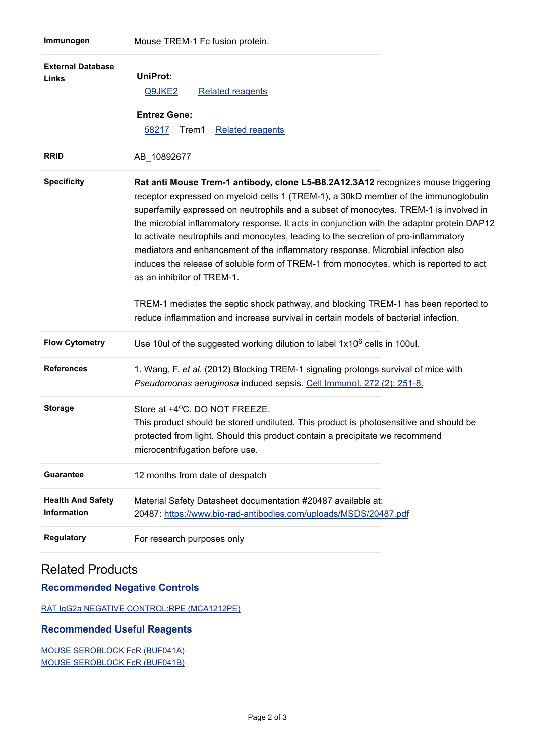| | |
|---|---|
| **Immunogen** | Mouse TREM-1 Fc fusion protein. |
| **External Database Links** | **UniProt:** Q9JKE2 Related reagents<br>**Entrez Gene:** 58217 Trem1 Related reagents |
| **RRID** | AB_10892677 |
| **Specificity** | **Rat anti Mouse Trem-1 antibody, clone L5-B8.2A12.3A12** recognizes mouse triggering receptor expressed on myeloid cells 1 (TREM-1), a 30kD member of the immunoglobulin superfamily expressed on neutrophils and a subset of monocytes. TREM-1 is involved in the microbial inflammatory response. It acts in conjunction with the adaptor protein DAP12 to activate neutrophils and monocytes, leading to the secretion of pro-inflammatory mediators and enhancement of the inflammatory response. Microbial infection also induces the release of soluble form of TREM-1 from monocytes, which is reported to act as an inhibitor of TREM-1.<br><br>TREM-1 mediates the septic shock pathway, and blocking TREM-1 has been reported to reduce inflammation and increase survival in certain models of bacterial infection. |
| **Flow Cytometry** | Use 10ul of the suggested working dilution to label $1x10^6$ cells in 100ul. |
| **References** | 1. Wang, F. *et al.* (2012) Blocking TREM-1 signaling prolongs survival of mice with *Pseudomonas aeruginosa* induced sepsis. Cell Immunol. 272 (2): 251-8. |
| **Storage** | Store at +4ºC. DO NOT FREEZE.<br>This product should be stored undiluted. This product is photosensitive and should be protected from light. Should this product contain a precipitate we recommend microcentrifugation before use. |
| **Guarantee** | 12 months from date of despatch |
| **Health And Safety Information** | Material Safety Datasheet documentation #20487 available at:<br>20487: https://www.bio-rad-antibodies.com/uploads/MSDS/20487.pdf |
| **Regulatory** | For research purposes only |

## Related Products

### Recommended Negative Controls

RAT IgG2a NEGATIVE CONTROL:RPE (MCA1212PE)

### Recommended Useful Reagents

MOUSE SEROBLOCK FcR (BUF041A)
MOUSE SEROBLOCK FcR (BUF041B)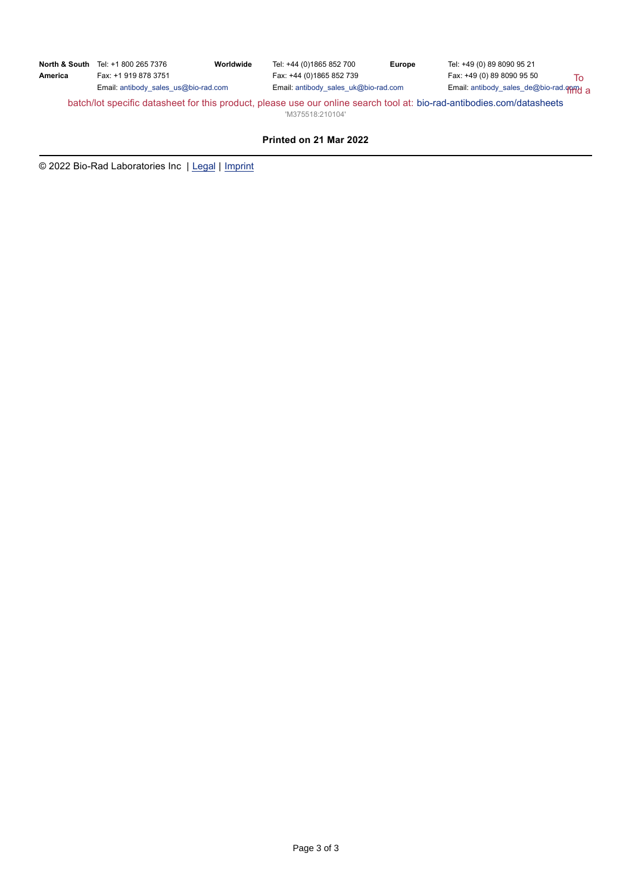| | | | | | |
|---|---|---|---|---|---|
| **North & South America** | Tel: +1 800 265 7376<br>Fax: +1 919 878 3751<br>Email: antibody_sales_us@bio-rad.com | **Worldwide** | Tel: +44 (0)1865 852 700<br>Fax: +44 (0)1865 852 739<br>Email: antibody_sales_uk@bio-rad.com | **Europe** | Tel: +49 (0) 89 8090 95 21<br>Fax: +49 (0) 89 8090 95 50<br>Email: antibody_sales_de@bio-rad.com |

To find a batch/lot specific datasheet for this product, please use our online search tool at: bio-rad-antibodies.com/datasheets

'M375518:210104'

**Printed on 21 Mar 2022**

© 2022 Bio-Rad Laboratories Inc | Legal | Imprint